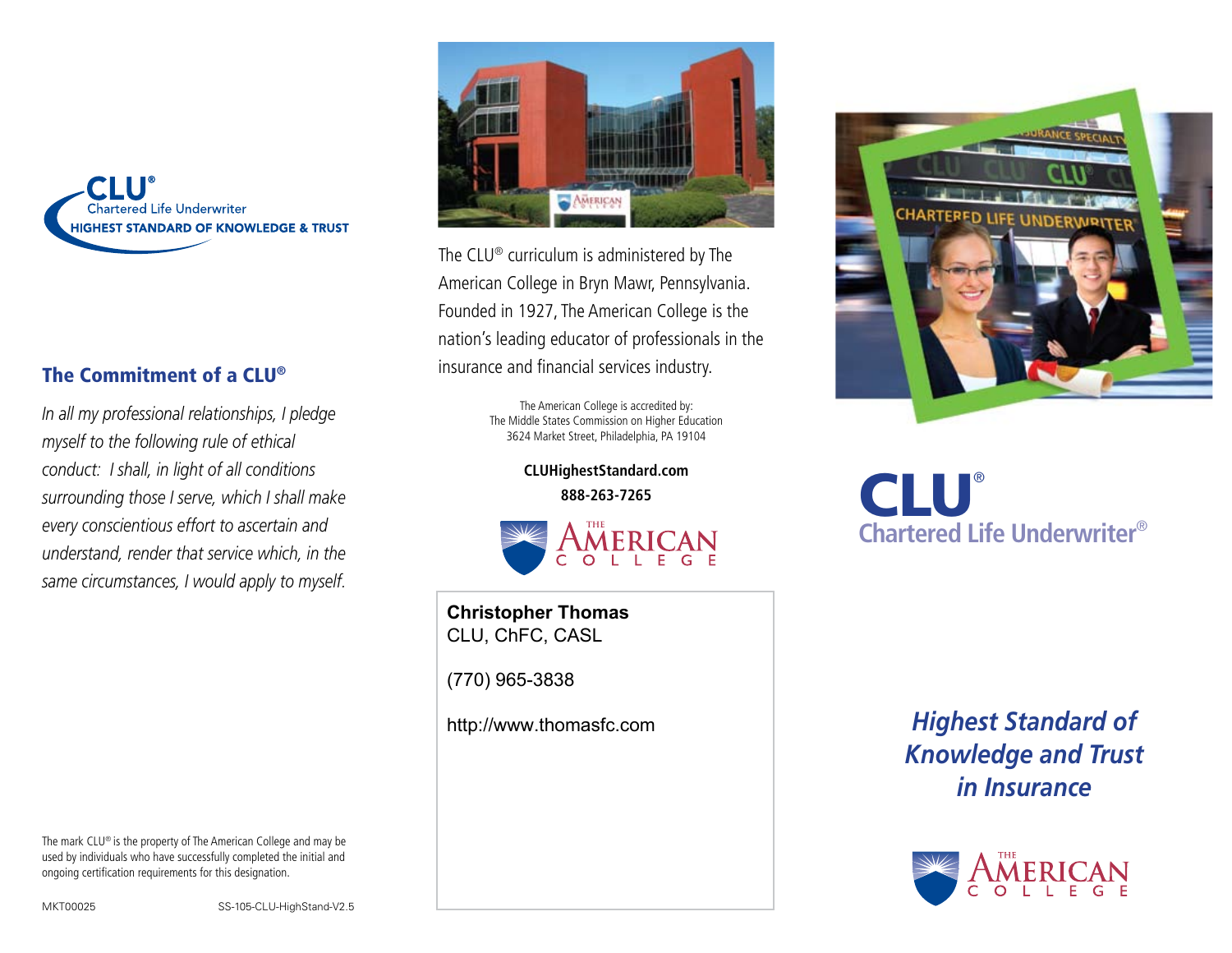**CLU®**
Chartered Life Underwriter
HIGHEST STANDARD OF KNOWLEDGE & TRUST

## The Commitment of a CLU®

*In all my professional relationships, I pledge myself to the following rule of ethical conduct: I shall, in light of all conditions surrounding those I serve, which I shall make every conscientious effort to ascertain and understand, render that service which, in the same circumstances, I would apply to myself.*

The mark CLU® is the property of The American College and may be used by individuals who have successfully completed the initial and ongoing certification requirements for this designation.

MKT00025 SS-105-CLU-HighStand-V2.5

The CLU® curriculum is administered by The American College in Bryn Mawr, Pennsylvania. Founded in 1927, The American College is the nation's leading educator of professionals in the insurance and financial services industry.

The American College is accredited by:
The Middle States Commission on Higher Education
3624 Market Street, Philadelphia, PA 19104

**CLUHighestStandard.com**
**888-263-7265**

The American College

**Christopher Thomas**
CLU, ChFC, CASL

(770) 965-3838

http://www.thomasfc.com

# CLU®
## Chartered Life Underwriter®

***Highest Standard of Knowledge and Trust in Insurance***

The American College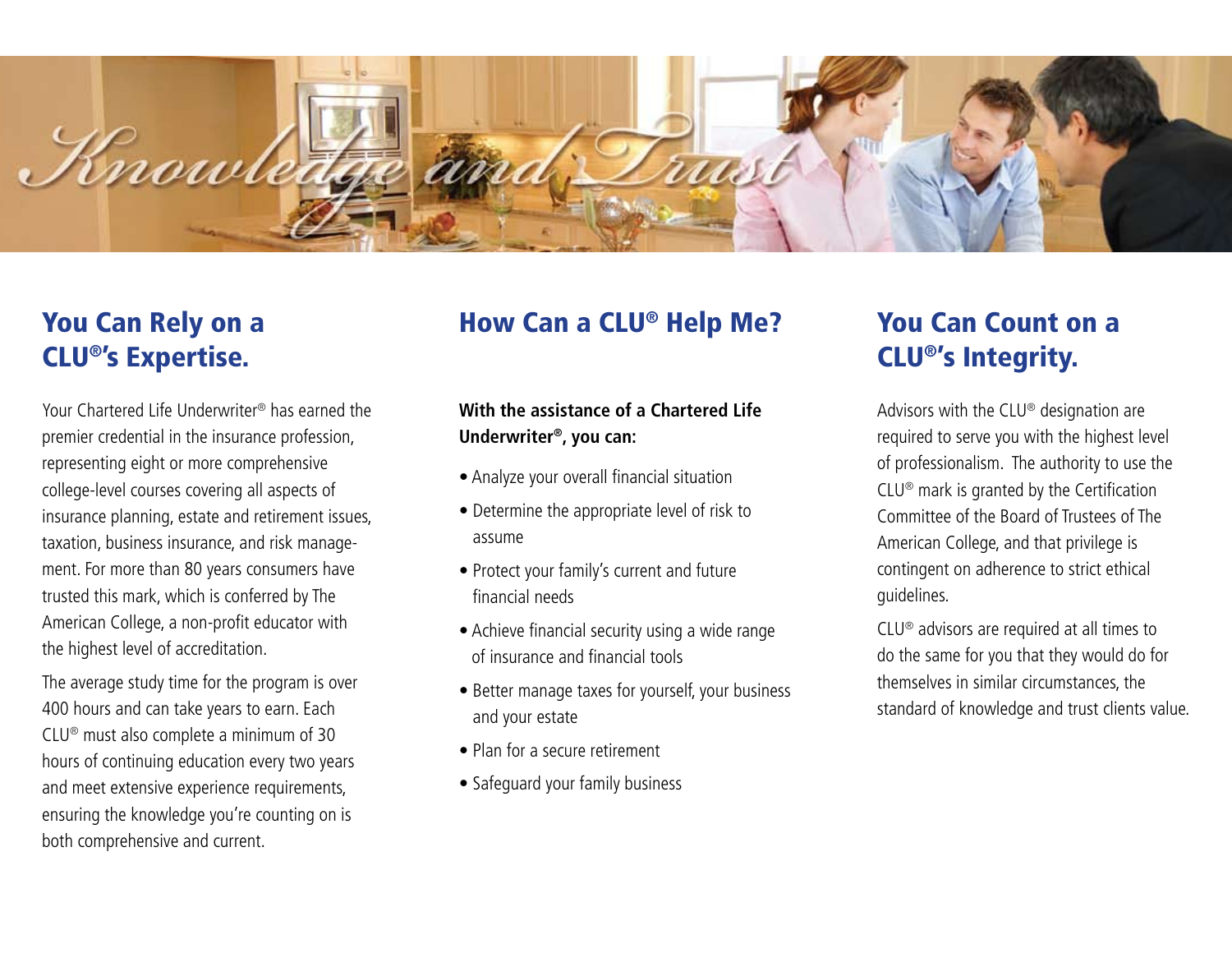# Knowledge and Trust

## You Can Rely on a CLU®'s Expertise.

Your Chartered Life Underwriter® has earned the premier credential in the insurance profession, representing eight or more comprehensive college-level courses covering all aspects of insurance planning, estate and retirement issues, taxation, business insurance, and risk management. For more than 80 years consumers have trusted this mark, which is conferred by The American College, a non-profit educator with the highest level of accreditation.

The average study time for the program is over 400 hours and can take years to earn. Each CLU® must also complete a minimum of 30 hours of continuing education every two years and meet extensive experience requirements, ensuring the knowledge you're counting on is both comprehensive and current.

## How Can a CLU® Help Me?

**With the assistance of a Chartered Life Underwriter®, you can:**

- Analyze your overall financial situation
- Determine the appropriate level of risk to assume
- Protect your family's current and future financial needs
- Achieve financial security using a wide range of insurance and financial tools
- Better manage taxes for yourself, your business and your estate
- Plan for a secure retirement
- Safeguard your family business

## You Can Count on a CLU®'s Integrity.

Advisors with the CLU® designation are required to serve you with the highest level of professionalism. The authority to use the CLU® mark is granted by the Certification Committee of the Board of Trustees of The American College, and that privilege is contingent on adherence to strict ethical guidelines.

CLU® advisors are required at all times to do the same for you that they would do for themselves in similar circumstances, the standard of knowledge and trust clients value.